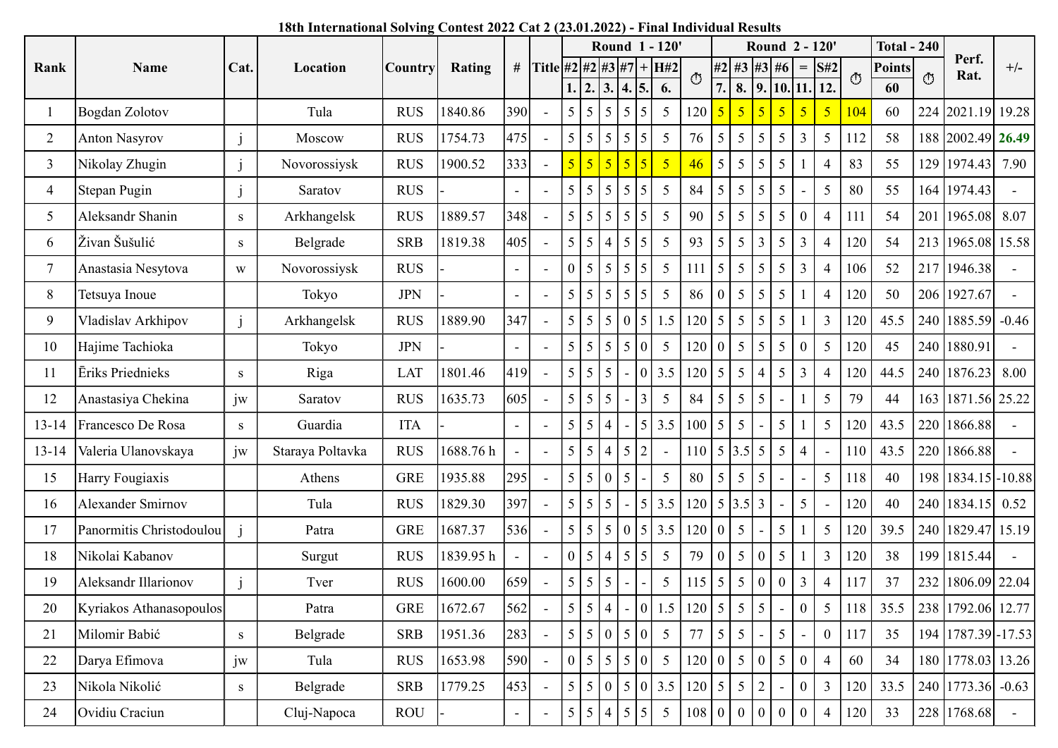**18th International Solving Contest 2022 Cat 2 (23.01.2022) - Final Individual Results**

| Rank | Name | Cat. | Location | Country | Rating | # | Title | Round 1 - 120' | | | | | | | Round 2 - 120' | | | | | | | Total - 240 | | Perf. Rat. | +/- |
|---|---|---|---|---|---|---|---|---|---|---|---|---|---|---|---|---|---|---|---|---|---|---|---|---|---|
| | | | | | | | | #2 | #2 | #3 | #7 | + | H#2 | ⏱ | #2 | #3 | #3 | #6 | = | S#2 | ⏱ | Points | ⏱ | | |
| | | | | | | | | 1. | 2. | 3. | 4. | 5. | 6. | | 7. | 8. | 9. | 10. | 11. | 12. | | 60 | | | |
| 1 | Bogdan Zolotov | | Tula | RUS | 1840.86 | 390 | - | 5 | 5 | 5 | 5 | 5 | 5 | 120 | 5 | 5 | 5 | 5 | 5 | 5 | 104 | 60 | 224 | 2021.19 | 19.28 |
| 2 | Anton Nasyrov | j | Moscow | RUS | 1754.73 | 475 | - | 5 | 5 | 5 | 5 | 5 | 5 | 76 | 5 | 5 | 5 | 5 | 3 | 5 | 112 | 58 | 188 | 2002.49 | **26.49** |
| 3 | Nikolay Zhugin | j | Novorossiysk | RUS | 1900.52 | 333 | - | 5 | 5 | 5 | 5 | 5 | 5 | 46 | 5 | 5 | 5 | 5 | 1 | 4 | 83 | 55 | 129 | 1974.43 | 7.90 |
| 4 | Stepan Pugin | j | Saratov | RUS | - | - | - | 5 | 5 | 5 | 5 | 5 | 5 | 84 | 5 | 5 | 5 | 5 | - | 5 | 80 | 55 | 164 | 1974.43 | - |
| 5 | Aleksandr Shanin | s | Arkhangelsk | RUS | 1889.57 | 348 | - | 5 | 5 | 5 | 5 | 5 | 5 | 90 | 5 | 5 | 5 | 5 | 0 | 4 | 111 | 54 | 201 | 1965.08 | 8.07 |
| 6 | Živan Šušulić | s | Belgrade | SRB | 1819.38 | 405 | - | 5 | 5 | 4 | 5 | 5 | 5 | 93 | 5 | 5 | 3 | 5 | 3 | 4 | 120 | 54 | 213 | 1965.08 | 15.58 |
| 7 | Anastasia Nesytova | w | Novorossiysk | RUS | - | - | - | 0 | 5 | 5 | 5 | 5 | 5 | 111 | 5 | 5 | 5 | 5 | 3 | 4 | 106 | 52 | 217 | 1946.38 | - |
| 8 | Tetsuya Inoue | | Tokyo | JPN | - | - | - | 5 | 5 | 5 | 5 | 5 | 5 | 86 | 0 | 5 | 5 | 5 | 1 | 4 | 120 | 50 | 206 | 1927.67 | - |
| 9 | Vladislav Arkhipov | j | Arkhangelsk | RUS | 1889.90 | 347 | - | 5 | 5 | 5 | 0 | 5 | 1.5 | 120 | 5 | 5 | 5 | 5 | 1 | 3 | 120 | 45.5 | 240 | 1885.59 | -0.46 |
| 10 | Hajime Tachioka | | Tokyo | JPN | - | - | - | 5 | 5 | 5 | 5 | 0 | 5 | 120 | 0 | 5 | 5 | 5 | 0 | 5 | 120 | 45 | 240 | 1880.91 | - |
| 11 | Ēriks Priednieks | s | Riga | LAT | 1801.46 | 419 | - | 5 | 5 | 5 | - | 0 | 3.5 | 120 | 5 | 5 | 4 | 5 | 3 | 4 | 120 | 44.5 | 240 | 1876.23 | 8.00 |
| 12 | Anastasiya Chekina | jw | Saratov | RUS | 1635.73 | 605 | - | 5 | 5 | 5 | - | 3 | 5 | 84 | 5 | 5 | 5 | - | 1 | 5 | 79 | 44 | 163 | 1871.56 | 25.22 |
| 13-14 | Francesco De Rosa | s | Guardia | ITA | - | - | - | 5 | 5 | 4 | - | 5 | 3.5 | 100 | 5 | 5 | - | 5 | 1 | 5 | 120 | 43.5 | 220 | 1866.88 | - |
| 13-14 | Valeria Ulanovskaya | jw | Staraya Poltavka | RUS | 1688.76 h | - | - | 5 | 5 | 4 | 5 | 2 | - | 110 | 5 | 3.5 | 5 | 5 | 4 | - | 110 | 43.5 | 220 | 1866.88 | - |
| 15 | Harry Fougiaxis | | Athens | GRE | 1935.88 | 295 | - | 5 | 5 | 0 | 5 | - | 5 | 80 | 5 | 5 | 5 | - | - | 5 | 118 | 40 | 198 | 1834.15 | -10.88 |
| 16 | Alexander Smirnov | | Tula | RUS | 1829.30 | 397 | - | 5 | 5 | 5 | - | 5 | 3.5 | 120 | 5 | 3.5 | 3 | - | 5 | - | 120 | 40 | 240 | 1834.15 | 0.52 |
| 17 | Panormitis Christodoulou | j | Patra | GRE | 1687.37 | 536 | - | 5 | 5 | 5 | 0 | 5 | 3.5 | 120 | 0 | 5 | - | 5 | 1 | 5 | 120 | 39.5 | 240 | 1829.47 | 15.19 |
| 18 | Nikolai Kabanov | | Surgut | RUS | 1839.95 h | - | - | 0 | 5 | 4 | 5 | 5 | 5 | 79 | 0 | 5 | 0 | 5 | 1 | 3 | 120 | 38 | 199 | 1815.44 | - |
| 19 | Aleksandr Illarionov | j | Tver | RUS | 1600.00 | 659 | - | 5 | 5 | 5 | - | - | 5 | 115 | 5 | 5 | 0 | 0 | 3 | 4 | 117 | 37 | 232 | 1806.09 | 22.04 |
| 20 | Kyriakos Athanasopoulos | | Patra | GRE | 1672.67 | 562 | - | 5 | 5 | 4 | - | 0 | 1.5 | 120 | 5 | 5 | 5 | - | 0 | 5 | 118 | 35.5 | 238 | 1792.06 | 12.77 |
| 21 | Milomir Babić | s | Belgrade | SRB | 1951.36 | 283 | - | 5 | 5 | 0 | 5 | 0 | 5 | 77 | 5 | 5 | - | 5 | - | 0 | 117 | 35 | 194 | 1787.39 | -17.53 |
| 22 | Darya Efimova | jw | Tula | RUS | 1653.98 | 590 | - | 0 | 5 | 5 | 5 | 0 | 5 | 120 | 0 | 5 | 0 | 5 | 0 | 4 | 60 | 34 | 180 | 1778.03 | 13.26 |
| 23 | Nikola Nikolić | s | Belgrade | SRB | 1779.25 | 453 | - | 5 | 5 | 0 | 5 | 0 | 3.5 | 120 | 5 | 5 | 2 | - | 0 | 3 | 120 | 33.5 | 240 | 1773.36 | -0.63 |
| 24 | Ovidiu Craciun | | Cluj-Napoca | ROU | - | - | - | 5 | 5 | 4 | 5 | 5 | 5 | 108 | 0 | 0 | 0 | 0 | 0 | 4 | 120 | 33 | 228 | 1768.68 | - |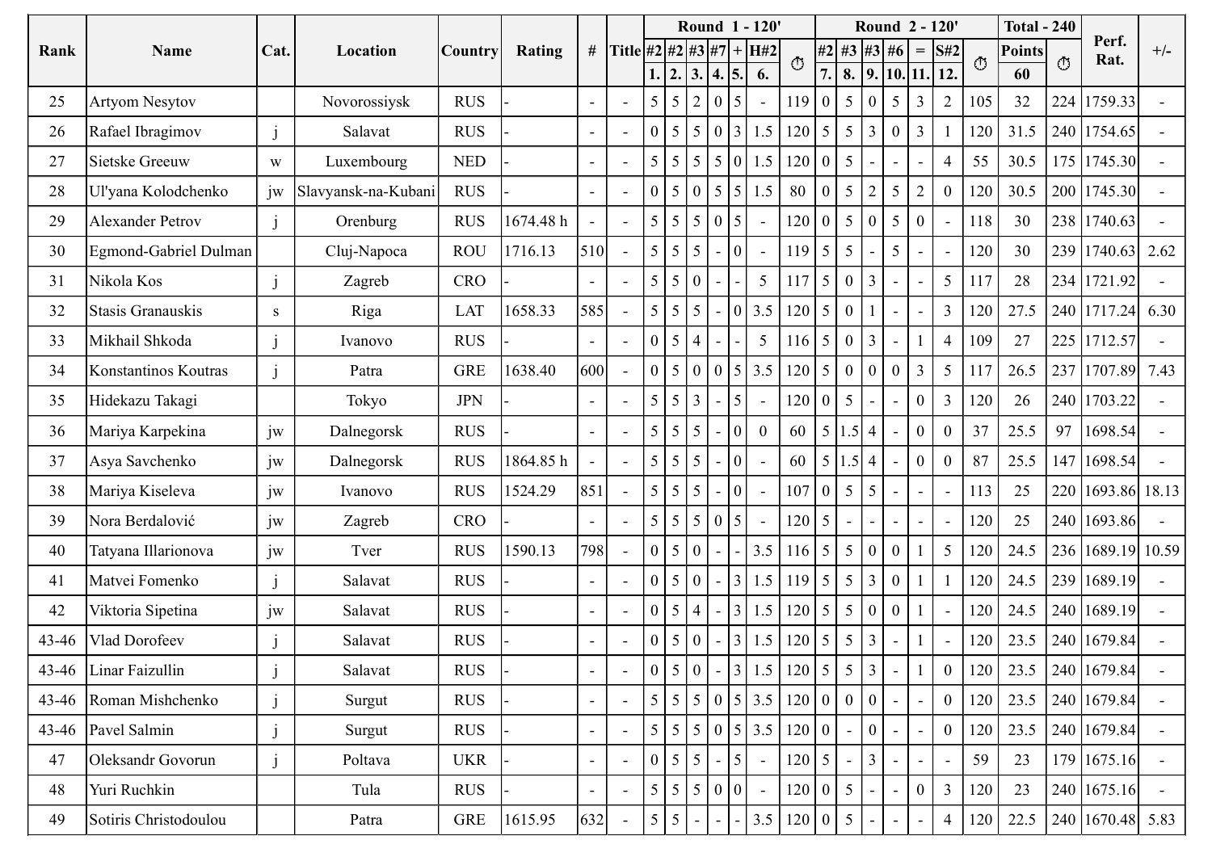| Rank | Name | Cat. | Location | Country | Rating | # | Title | Round 1 - 120' | | | | | | | Round 2 - 120' | | | | | | | Total - 240 | | Perf. Rat. | +/- |
|---|---|---|---|---|---|---|---|---|---|---|---|---|---|---|---|---|---|---|---|---|---|---|---|---|---|
| | | | | | | | | #2 | #2 | #3 | #7 | + | H#2 | ⏱ | #2 | #3 | #3 | #6 | = | S#2 | ⏱ | Points | ⏱ | | |
| | | | | | | | | 1. | 2. | 3. | 4. | 5. | 6. | | 7. | 8. | 9. | 10. | 11. | 12. | | 60 | | | |
| 25 | Artyom Nesytov | | Novorossiysk | RUS | - | - | - | 5 | 5 | 2 | 0 | 5 | - | 119 | 0 | 5 | 0 | 5 | 3 | 2 | 105 | 32 | 224 | 1759.33 | - |
| 26 | Rafael Ibragimov | j | Salavat | RUS | - | - | - | 0 | 5 | 5 | 0 | 3 | 1.5 | 120 | 5 | 5 | 3 | 0 | 3 | 1 | 120 | 31.5 | 240 | 1754.65 | - |
| 27 | Sietske Greeuw | w | Luxembourg | NED | - | - | - | 5 | 5 | 5 | 5 | 0 | 1.5 | 120 | 0 | 5 | - | - | - | 4 | 55 | 30.5 | 175 | 1745.30 | - |
| 28 | Ul'yana Kolodchenko | jw | Slavyansk-na-Kubani | RUS | - | - | - | 0 | 5 | 0 | 5 | 5 | 1.5 | 80 | 0 | 5 | 2 | 5 | 2 | 0 | 120 | 30.5 | 200 | 1745.30 | - |
| 29 | Alexander Petrov | j | Orenburg | RUS | 1674.48 h | - | - | 5 | 5 | 5 | 0 | 5 | - | 120 | 0 | 5 | 0 | 5 | 0 | - | 118 | 30 | 238 | 1740.63 | - |
| 30 | Egmond-Gabriel Dulman | | Cluj-Napoca | ROU | 1716.13 | 510 | - | 5 | 5 | 5 | - | 0 | - | 119 | 5 | 5 | - | 5 | - | - | 120 | 30 | 239 | 1740.63 | 2.62 |
| 31 | Nikola Kos | j | Zagreb | CRO | - | - | - | 5 | 5 | 0 | - | - | 5 | 117 | 5 | 0 | 3 | - | - | 5 | 117 | 28 | 234 | 1721.92 | - |
| 32 | Stasis Granauskis | s | Riga | LAT | 1658.33 | 585 | - | 5 | 5 | 5 | - | 0 | 3.5 | 120 | 5 | 0 | 1 | - | - | 3 | 120 | 27.5 | 240 | 1717.24 | 6.30 |
| 33 | Mikhail Shkoda | j | Ivanovo | RUS | - | - | - | 0 | 5 | 4 | - | - | 5 | 116 | 5 | 0 | 3 | - | 1 | 4 | 109 | 27 | 225 | 1712.57 | - |
| 34 | Konstantinos Koutras | j | Patra | GRE | 1638.40 | 600 | - | 0 | 5 | 0 | 0 | 5 | 3.5 | 120 | 5 | 0 | 0 | 0 | 3 | 5 | 117 | 26.5 | 237 | 1707.89 | 7.43 |
| 35 | Hidekazu Takagi | | Tokyo | JPN | - | - | - | 5 | 5 | 3 | - | 5 | - | 120 | 0 | 5 | - | - | 0 | 3 | 120 | 26 | 240 | 1703.22 | - |
| 36 | Mariya Karpekina | jw | Dalnegorsk | RUS | - | - | - | 5 | 5 | 5 | - | 0 | 0 | 60 | 5 | 1.5 | 4 | - | 0 | 0 | 37 | 25.5 | 97 | 1698.54 | - |
| 37 | Asya Savchenko | jw | Dalnegorsk | RUS | 1864.85 h | - | - | 5 | 5 | 5 | - | 0 | - | 60 | 5 | 1.5 | 4 | - | 0 | 0 | 87 | 25.5 | 147 | 1698.54 | - |
| 38 | Mariya Kiseleva | jw | Ivanovo | RUS | 1524.29 | 851 | - | 5 | 5 | 5 | - | 0 | - | 107 | 0 | 5 | 5 | - | - | - | 113 | 25 | 220 | 1693.86 | 18.13 |
| 39 | Nora Berdalović | jw | Zagreb | CRO | - | - | - | 5 | 5 | 5 | 0 | 5 | - | 120 | 5 | - | - | - | - | - | 120 | 25 | 240 | 1693.86 | - |
| 40 | Tatyana Illarionova | jw | Tver | RUS | 1590.13 | 798 | - | 0 | 5 | 0 | - | - | 3.5 | 116 | 5 | 5 | 0 | 0 | 1 | 5 | 120 | 24.5 | 236 | 1689.19 | 10.59 |
| 41 | Matvei Fomenko | j | Salavat | RUS | - | - | - | 0 | 5 | 0 | - | 3 | 1.5 | 119 | 5 | 5 | 3 | 0 | 1 | 1 | 120 | 24.5 | 239 | 1689.19 | - |
| 42 | Viktoria Sipetina | jw | Salavat | RUS | - | - | - | 0 | 5 | 4 | - | 3 | 1.5 | 120 | 5 | 5 | 0 | 0 | 1 | - | 120 | 24.5 | 240 | 1689.19 | - |
| 43-46 | Vlad Dorofeev | j | Salavat | RUS | - | - | - | 0 | 5 | 0 | - | 3 | 1.5 | 120 | 5 | 5 | 3 | - | 1 | - | 120 | 23.5 | 240 | 1679.84 | - |
| 43-46 | Linar Faizullin | j | Salavat | RUS | - | - | - | 0 | 5 | 0 | - | 3 | 1.5 | 120 | 5 | 5 | 3 | - | 1 | 0 | 120 | 23.5 | 240 | 1679.84 | - |
| 43-46 | Roman Mishchenko | j | Surgut | RUS | - | - | - | 5 | 5 | 5 | 0 | 5 | 3.5 | 120 | 0 | 0 | 0 | - | - | 0 | 120 | 23.5 | 240 | 1679.84 | - |
| 43-46 | Pavel Salmin | j | Surgut | RUS | - | - | - | 5 | 5 | 5 | 0 | 5 | 3.5 | 120 | 0 | - | 0 | - | - | 0 | 120 | 23.5 | 240 | 1679.84 | - |
| 47 | Oleksandr Govorun | j | Poltava | UKR | - | - | - | 0 | 5 | 5 | - | 5 | - | 120 | 5 | - | 3 | - | - | - | 59 | 23 | 179 | 1675.16 | - |
| 48 | Yuri Ruchkin | | Tula | RUS | - | - | - | 5 | 5 | 5 | 0 | 0 | - | 120 | 0 | 5 | - | - | 0 | 3 | 120 | 23 | 240 | 1675.16 | - |
| 49 | Sotiris Christodoulou | | Patra | GRE | 1615.95 | 632 | - | 5 | 5 | - | - | - | 3.5 | 120 | 0 | 5 | - | - | - | 4 | 120 | 22.5 | 240 | 1670.48 | 5.83 |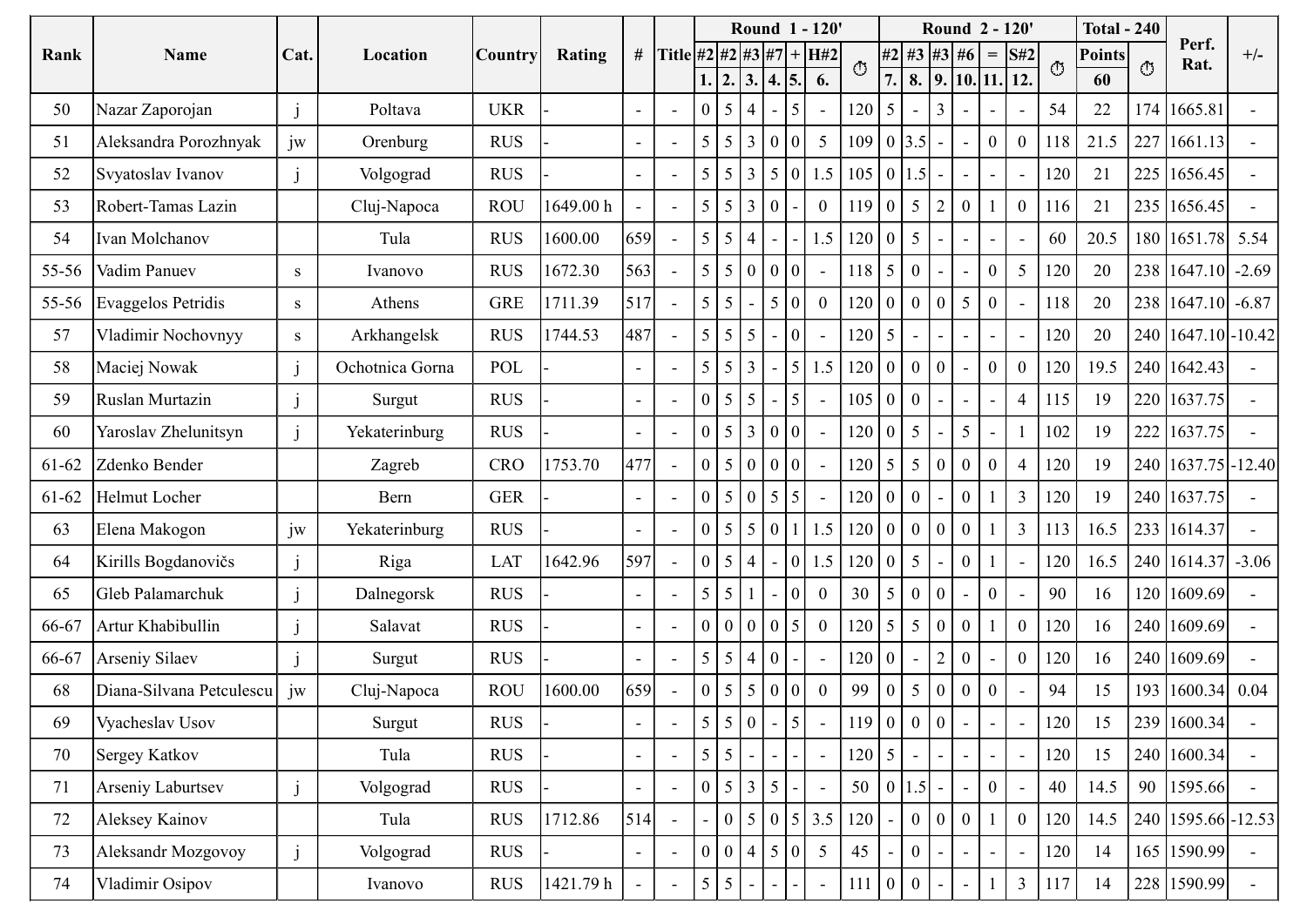| Rank | Name | Cat. | Location | Country | Rating | # | Title | Round 1 - 120' | | | | | | | Round 2 - 120' | | | | | | | Total - 240 | | Perf. Rat. | +/- |
|---|---|---|---|---|---|---|---|---|---|---|---|---|---|---|---|---|---|---|---|---|---|---|---|---|---|
| | | | | | | | | #2 | #2 | #3 | #7 | + | H#2 | ⏱ | #2 | #3 | #3 | #6 | = | S#2 | ⏱ | Points | ⏱ | | |
| | | | | | | | | 1. | 2. | 3. | 4. | 5. | 6. | | 7. | 8. | 9. | 10. | 11. | 12. | | 60 | | | |
| 50 | Nazar Zaporojan | j | Poltava | UKR | - | - | - | 0 | 5 | 4 | - | 5 | - | 120 | 5 | - | 3 | - | - | - | 54 | 22 | 174 | 1665.81 | - |
| 51 | Aleksandra Porozhnyak | jw | Orenburg | RUS | - | - | - | 5 | 5 | 3 | 0 | 0 | 5 | 109 | 0 | 3.5 | - | - | 0 | 0 | 118 | 21.5 | 227 | 1661.13 | - |
| 52 | Svyatoslav Ivanov | j | Volgograd | RUS | - | - | - | 5 | 5 | 3 | 5 | 0 | 1.5 | 105 | 0 | 1.5 | - | - | - | - | 120 | 21 | 225 | 1656.45 | - |
| 53 | Robert-Tamas Lazin | | Cluj-Napoca | ROU | 1649.00 h | - | - | 5 | 5 | 3 | 0 | - | 0 | 119 | 0 | 5 | 2 | 0 | 1 | 0 | 116 | 21 | 235 | 1656.45 | - |
| 54 | Ivan Molchanov | | Tula | RUS | 1600.00 | 659 | - | 5 | 5 | 4 | - | - | 1.5 | 120 | 0 | 5 | - | - | - | - | 60 | 20.5 | 180 | 1651.78 | 5.54 |
| 55-56 | Vadim Panuev | s | Ivanovo | RUS | 1672.30 | 563 | - | 5 | 5 | 0 | 0 | 0 | - | 118 | 5 | 0 | - | - | 0 | 5 | 120 | 20 | 238 | 1647.10 | -2.69 |
| 55-56 | Evaggelos Petridis | s | Athens | GRE | 1711.39 | 517 | - | 5 | 5 | - | 5 | 0 | 0 | 120 | 0 | 0 | 0 | 5 | 0 | - | 118 | 20 | 238 | 1647.10 | -6.87 |
| 57 | Vladimir Nochovnyy | s | Arkhangelsk | RUS | 1744.53 | 487 | - | 5 | 5 | 5 | - | 0 | - | 120 | 5 | - | - | - | - | - | 120 | 20 | 240 | 1647.10 | -10.42 |
| 58 | Maciej Nowak | j | Ochotnica Gorna | POL | - | - | - | 5 | 5 | 3 | - | 5 | 1.5 | 120 | 0 | 0 | 0 | - | 0 | 0 | 120 | 19.5 | 240 | 1642.43 | - |
| 59 | Ruslan Murtazin | j | Surgut | RUS | - | - | - | 0 | 5 | 5 | - | 5 | - | 105 | 0 | 0 | - | - | - | 4 | 115 | 19 | 220 | 1637.75 | - |
| 60 | Yaroslav Zhelunitsyn | j | Yekaterinburg | RUS | - | - | - | 0 | 5 | 3 | 0 | 0 | - | 120 | 0 | 5 | - | 5 | - | 1 | 102 | 19 | 222 | 1637.75 | - |
| 61-62 | Zdenko Bender | | Zagreb | CRO | 1753.70 | 477 | - | 0 | 5 | 0 | 0 | 0 | - | 120 | 5 | 5 | 0 | 0 | 0 | 4 | 120 | 19 | 240 | 1637.75 | -12.40 |
| 61-62 | Helmut Locher | | Bern | GER | - | - | - | 0 | 5 | 0 | 5 | 5 | - | 120 | 0 | 0 | - | 0 | 1 | 3 | 120 | 19 | 240 | 1637.75 | - |
| 63 | Elena Makogon | jw | Yekaterinburg | RUS | - | - | - | 0 | 5 | 5 | 0 | 1 | 1.5 | 120 | 0 | 0 | 0 | 0 | 1 | 3 | 113 | 16.5 | 233 | 1614.37 | - |
| 64 | Kirills Bogdanovičs | j | Riga | LAT | 1642.96 | 597 | - | 0 | 5 | 4 | - | 0 | 1.5 | 120 | 0 | 5 | - | 0 | 1 | - | 120 | 16.5 | 240 | 1614.37 | -3.06 |
| 65 | Gleb Palamarchuk | j | Dalnegorsk | RUS | - | - | - | 5 | 5 | 1 | - | 0 | 0 | 30 | 5 | 0 | 0 | - | 0 | - | 90 | 16 | 120 | 1609.69 | - |
| 66-67 | Artur Khabibullin | j | Salavat | RUS | - | - | - | 0 | 0 | 0 | 0 | 5 | 0 | 120 | 5 | 5 | 0 | 0 | 1 | 0 | 120 | 16 | 240 | 1609.69 | - |
| 66-67 | Arseniy Silaev | j | Surgut | RUS | - | - | - | 5 | 5 | 4 | 0 | - | - | 120 | 0 | - | 2 | 0 | - | 0 | 120 | 16 | 240 | 1609.69 | - |
| 68 | Diana-Silvana Petculescu | jw | Cluj-Napoca | ROU | 1600.00 | 659 | - | 0 | 5 | 5 | 0 | 0 | 0 | 99 | 0 | 5 | 0 | 0 | 0 | - | 94 | 15 | 193 | 1600.34 | 0.04 |
| 69 | Vyacheslav Usov | | Surgut | RUS | - | - | - | 5 | 5 | 0 | - | 5 | - | 119 | 0 | 0 | 0 | - | - | - | 120 | 15 | 239 | 1600.34 | - |
| 70 | Sergey Katkov | | Tula | RUS | - | - | - | 5 | 5 | - | - | - | - | 120 | 5 | - | - | - | - | - | 120 | 15 | 240 | 1600.34 | - |
| 71 | Arseniy Laburtsev | j | Volgograd | RUS | - | - | - | 0 | 5 | 3 | 5 | - | - | 50 | 0 | 1.5 | - | - | 0 | - | 40 | 14.5 | 90 | 1595.66 | - |
| 72 | Aleksey Kainov | | Tula | RUS | 1712.86 | 514 | - | - | 0 | 5 | 0 | 5 | 3.5 | 120 | - | 0 | 0 | 0 | 1 | 0 | 120 | 14.5 | 240 | 1595.66 | -12.53 |
| 73 | Aleksandr Mozgovoy | j | Volgograd | RUS | - | - | - | 0 | 0 | 4 | 5 | 0 | 5 | 45 | - | 0 | - | - | - | - | 120 | 14 | 165 | 1590.99 | - |
| 74 | Vladimir Osipov | | Ivanovo | RUS | 1421.79 h | - | - | 5 | 5 | - | - | - | - | 111 | 0 | 0 | - | - | 1 | 3 | 117 | 14 | 228 | 1590.99 | - |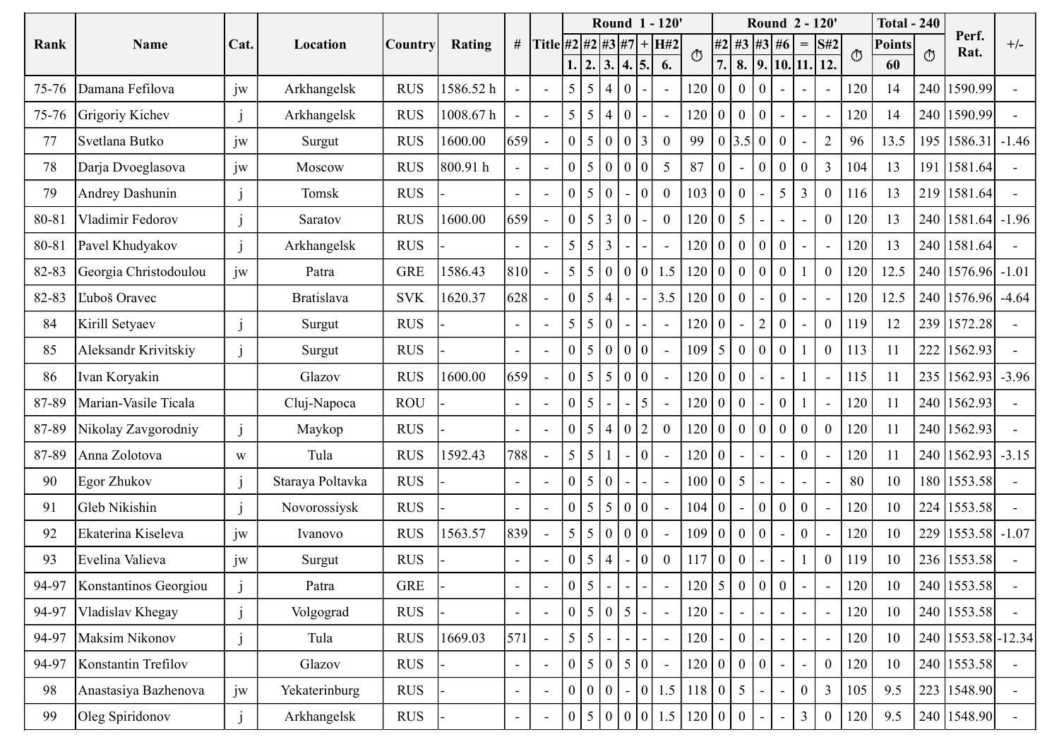| Rank | Name | Cat. | Location | Country | Rating | # | Title | Round 1 - 120' | | | | | | | Round 2 - 120' | | | | | | | Total - 240 | | Perf. Rat. | +/- |
|---|---|---|---|---|---|---|---|---|---|---|---|---|---|---|---|---|---|---|---|---|---|---|---|---|---|
| | | | | | | | | #2 | #2 | #3 | #7 | + | H#2 | ⏱ | #2 | #3 | #3 | #6 | = | S#2 | ⏱ | Points | ⏱ | | |
| | | | | | | | | 1. | 2. | 3. | 4. | 5. | 6. | | 7. | 8. | 9. | 10. | 11. | 12. | | 60 | | | |
| 75-76 | Damana Fefilova | jw | Arkhangelsk | RUS | 1586.52 h | - | - | 5 | 5 | 4 | 0 | - | - | 120 | 0 | 0 | 0 | - | - | - | 120 | 14 | 240 | 1590.99 | - |
| 75-76 | Grigoriy Kichev | j | Arkhangelsk | RUS | 1008.67 h | - | - | 5 | 5 | 4 | 0 | - | - | 120 | 0 | 0 | 0 | - | - | - | 120 | 14 | 240 | 1590.99 | - |
| 77 | Svetlana Butko | jw | Surgut | RUS | 1600.00 | 659 | - | 0 | 5 | 0 | 0 | 3 | 0 | 99 | 0 | 3.5 | 0 | 0 | - | 2 | 96 | 13.5 | 195 | 1586.31 | -1.46 |
| 78 | Darja Dvoeglasova | jw | Moscow | RUS | 800.91 h | - | - | 0 | 5 | 0 | 0 | 0 | 5 | 87 | 0 | - | 0 | 0 | 0 | 3 | 104 | 13 | 191 | 1581.64 | - |
| 79 | Andrey Dashunin | j | Tomsk | RUS | - | - | - | 0 | 5 | 0 | - | 0 | 0 | 103 | 0 | 0 | - | 5 | 3 | 0 | 116 | 13 | 219 | 1581.64 | - |
| 80-81 | Vladimir Fedorov | j | Saratov | RUS | 1600.00 | 659 | - | 0 | 5 | 3 | 0 | - | 0 | 120 | 0 | 5 | - | - | - | 0 | 120 | 13 | 240 | 1581.64 | -1.96 |
| 80-81 | Pavel Khudyakov | j | Arkhangelsk | RUS | - | - | - | 5 | 5 | 3 | - | - | - | 120 | 0 | 0 | 0 | 0 | - | - | 120 | 13 | 240 | 1581.64 | - |
| 82-83 | Georgia Christodoulou | jw | Patra | GRE | 1586.43 | 810 | - | 5 | 5 | 0 | 0 | 0 | 1.5 | 120 | 0 | 0 | 0 | 0 | 1 | 0 | 120 | 12.5 | 240 | 1576.96 | -1.01 |
| 82-83 | Ľuboš Oravec | | Bratislava | SVK | 1620.37 | 628 | - | 0 | 5 | 4 | - | - | 3.5 | 120 | 0 | 0 | - | 0 | - | - | 120 | 12.5 | 240 | 1576.96 | -4.64 |
| 84 | Kirill Setyaev | j | Surgut | RUS | - | - | - | 5 | 5 | 0 | - | - | - | 120 | 0 | - | 2 | 0 | - | 0 | 119 | 12 | 239 | 1572.28 | - |
| 85 | Aleksandr Krivitskiy | j | Surgut | RUS | - | - | - | 0 | 5 | 0 | 0 | 0 | - | 109 | 5 | 0 | 0 | 0 | 1 | 0 | 113 | 11 | 222 | 1562.93 | - |
| 86 | Ivan Koryakin | | Glazov | RUS | 1600.00 | 659 | - | 0 | 5 | 5 | 0 | 0 | - | 120 | 0 | 0 | - | - | 1 | - | 115 | 11 | 235 | 1562.93 | -3.96 |
| 87-89 | Marian-Vasile Ticala | | Cluj-Napoca | ROU | - | - | - | 0 | 5 | - | - | 5 | - | 120 | 0 | 0 | - | 0 | 1 | - | 120 | 11 | 240 | 1562.93 | - |
| 87-89 | Nikolay Zavgorodniy | j | Maykop | RUS | - | - | - | 0 | 5 | 4 | 0 | 2 | 0 | 120 | 0 | 0 | 0 | 0 | 0 | 0 | 120 | 11 | 240 | 1562.93 | - |
| 87-89 | Anna Zolotova | w | Tula | RUS | 1592.43 | 788 | - | 5 | 5 | 1 | - | 0 | - | 120 | 0 | - | - | - | 0 | - | 120 | 11 | 240 | 1562.93 | -3.15 |
| 90 | Egor Zhukov | j | Staraya Poltavka | RUS | - | - | - | 0 | 5 | 0 | - | - | - | 100 | 0 | 5 | - | - | - | - | 80 | 10 | 180 | 1553.58 | - |
| 91 | Gleb Nikishin | j | Novorossiysk | RUS | - | - | - | 0 | 5 | 5 | 0 | 0 | - | 104 | 0 | - | 0 | 0 | 0 | - | 120 | 10 | 224 | 1553.58 | - |
| 92 | Ekaterina Kiseleva | jw | Ivanovo | RUS | 1563.57 | 839 | - | 5 | 5 | 0 | 0 | 0 | - | 109 | 0 | 0 | 0 | - | 0 | - | 120 | 10 | 229 | 1553.58 | -1.07 |
| 93 | Evelina Valieva | jw | Surgut | RUS | - | - | - | 0 | 5 | 4 | - | 0 | 0 | 117 | 0 | 0 | - | - | 1 | 0 | 119 | 10 | 236 | 1553.58 | - |
| 94-97 | Konstantinos Georgiou | j | Patra | GRE | - | - | - | 0 | 5 | - | - | - | - | 120 | 5 | 0 | 0 | 0 | - | - | 120 | 10 | 240 | 1553.58 | - |
| 94-97 | Vladislav Khegay | j | Volgograd | RUS | - | - | - | 0 | 5 | 0 | 5 | - | - | 120 | - | - | - | - | - | - | 120 | 10 | 240 | 1553.58 | - |
| 94-97 | Maksim Nikonov | j | Tula | RUS | 1669.03 | 571 | - | 5 | 5 | - | - | - | - | 120 | - | 0 | - | - | - | - | 120 | 10 | 240 | 1553.58 | -12.34 |
| 94-97 | Konstantin Trefilov | | Glazov | RUS | - | - | - | 0 | 5 | 0 | 5 | 0 | - | 120 | 0 | 0 | 0 | - | - | 0 | 120 | 10 | 240 | 1553.58 | - |
| 98 | Anastasiya Bazhenova | jw | Yekaterinburg | RUS | - | - | - | 0 | 0 | 0 | - | 0 | 1.5 | 118 | 0 | 5 | - | - | 0 | 3 | 105 | 9.5 | 223 | 1548.90 | - |
| 99 | Oleg Spiridonov | j | Arkhangelsk | RUS | - | - | - | 0 | 5 | 0 | 0 | 0 | 1.5 | 120 | 0 | 0 | - | - | 3 | 0 | 120 | 9.5 | 240 | 1548.90 | - |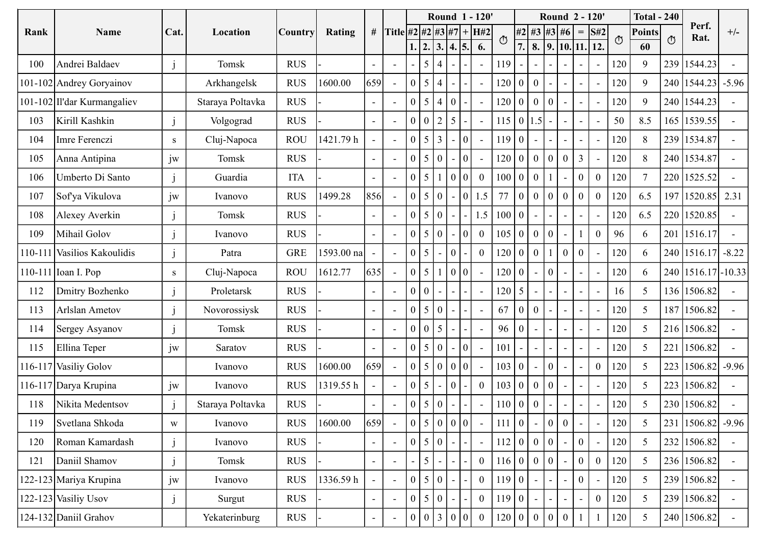| Rank | Name | Cat. | Location | Country | Rating | # | Title | Round 1 - 120' | | | | | | | Round 2 - 120' | | | | | | | Total - 240 | | Perf. Rat. | +/- |
|---|---|---|---|---|---|---|---|---|---|---|---|---|---|---|---|---|---|---|---|---|---|---|---|---|---|
| | | | | | | | | #2 | #2 | #3 | #7 | + | H#2 | ⏱ | #2 | #3 | #3 | #6 | = | S#2 | ⏱ | Points | ⏱ | | |
| | | | | | | | | 1. | 2. | 3. | 4. | 5. | 6. | | 7. | 8. | 9. | 10. | 11. | 12. | | 60 | | | |
| 100 | Andrei Baldaev | j | Tomsk | RUS | - | - | - | - | 5 | 4 | - | - | - | 119 | - | - | - | - | - | - | 120 | 9 | 239 | 1544.23 | - |
| 101-102 | Andrey Goryainov | | Arkhangelsk | RUS | 1600.00 | 659 | - | 0 | 5 | 4 | - | - | - | 120 | 0 | 0 | - | - | - | - | 120 | 9 | 240 | 1544.23 | -5.96 |
| 101-102 | Il'dar Kurmangaliev | | Staraya Poltavka | RUS | - | - | - | 0 | 5 | 4 | 0 | - | - | 120 | 0 | 0 | 0 | - | - | - | 120 | 9 | 240 | 1544.23 | - |
| 103 | Kirill Kashkin | j | Volgograd | RUS | - | - | - | 0 | 0 | 2 | 5 | - | - | 115 | 0 | 1.5 | - | - | - | - | 50 | 8.5 | 165 | 1539.55 | - |
| 104 | Imre Ferenczi | s | Cluj-Napoca | ROU | 1421.79 h | - | - | 0 | 5 | 3 | - | 0 | - | 119 | 0 | - | - | - | - | - | 120 | 8 | 239 | 1534.87 | - |
| 105 | Anna Antipina | jw | Tomsk | RUS | - | - | - | 0 | 5 | 0 | - | 0 | - | 120 | 0 | 0 | 0 | 0 | 3 | - | 120 | 8 | 240 | 1534.87 | - |
| 106 | Umberto Di Santo | j | Guardia | ITA | - | - | - | 0 | 5 | 1 | 0 | 0 | 0 | 100 | 0 | 0 | 1 | - | 0 | 0 | 120 | 7 | 220 | 1525.52 | - |
| 107 | Sof'ya Vikulova | jw | Ivanovo | RUS | 1499.28 | 856 | - | 0 | 5 | 0 | - | 0 | 1.5 | 77 | 0 | 0 | 0 | 0 | 0 | 0 | 120 | 6.5 | 197 | 1520.85 | 2.31 |
| 108 | Alexey Averkin | j | Tomsk | RUS | - | - | - | 0 | 5 | 0 | - | - | 1.5 | 100 | 0 | - | - | - | - | - | 120 | 6.5 | 220 | 1520.85 | - |
| 109 | Mihail Golov | j | Ivanovo | RUS | - | - | - | 0 | 5 | 0 | - | 0 | 0 | 105 | 0 | 0 | 0 | - | 1 | 0 | 96 | 6 | 201 | 1516.17 | - |
| 110-111 | Vasilios Kakoulidis | j | Patra | GRE | 1593.00 na | - | - | 0 | 5 | - | 0 | - | 0 | 120 | 0 | 0 | 1 | 0 | 0 | - | 120 | 6 | 240 | 1516.17 | -8.22 |
| 110-111 | Ioan I. Pop | s | Cluj-Napoca | ROU | 1612.77 | 635 | - | 0 | 5 | 1 | 0 | 0 | - | 120 | 0 | - | 0 | - | - | - | 120 | 6 | 240 | 1516.17 | -10.33 |
| 112 | Dmitry Bozhenko | j | Proletarsk | RUS | - | - | - | 0 | 0 | - | - | - | - | 120 | 5 | - | - | - | - | - | 16 | 5 | 136 | 1506.82 | - |
| 113 | Arlslan Ametov | j | Novorossiysk | RUS | - | - | - | 0 | 5 | 0 | - | - | - | 67 | 0 | 0 | - | - | - | - | 120 | 5 | 187 | 1506.82 | - |
| 114 | Sergey Asyanov | j | Tomsk | RUS | - | - | - | 0 | 0 | 5 | - | - | - | 96 | 0 | - | - | - | - | - | 120 | 5 | 216 | 1506.82 | - |
| 115 | Ellina Teper | jw | Saratov | RUS | - | - | - | 0 | 5 | 0 | - | 0 | - | 101 | - | - | - | - | - | - | 120 | 5 | 221 | 1506.82 | - |
| 116-117 | Vasiliy Golov | | Ivanovo | RUS | 1600.00 | 659 | - | 0 | 5 | 0 | 0 | 0 | - | 103 | 0 | - | 0 | - | - | 0 | 120 | 5 | 223 | 1506.82 | -9.96 |
| 116-117 | Darya Krupina | jw | Ivanovo | RUS | 1319.55 h | - | - | 0 | 5 | - | 0 | - | 0 | 103 | 0 | 0 | 0 | - | - | - | 120 | 5 | 223 | 1506.82 | - |
| 118 | Nikita Medentsov | j | Staraya Poltavka | RUS | - | - | - | 0 | 5 | 0 | - | - | - | 110 | 0 | 0 | - | - | - | - | 120 | 5 | 230 | 1506.82 | - |
| 119 | Svetlana Shkoda | w | Ivanovo | RUS | 1600.00 | 659 | - | 0 | 5 | 0 | 0 | 0 | - | 111 | 0 | - | 0 | 0 | - | - | 120 | 5 | 231 | 1506.82 | -9.96 |
| 120 | Roman Kamardash | j | Ivanovo | RUS | - | - | - | 0 | 5 | 0 | - | - | - | 112 | 0 | 0 | 0 | - | 0 | - | 120 | 5 | 232 | 1506.82 | - |
| 121 | Daniil Shamov | j | Tomsk | RUS | - | - | - | - | 5 | - | - | - | 0 | 116 | 0 | 0 | 0 | - | 0 | 0 | 120 | 5 | 236 | 1506.82 | - |
| 122-123 | Mariya Krupina | jw | Ivanovo | RUS | 1336.59 h | - | - | 0 | 5 | 0 | - | - | 0 | 119 | 0 | - | - | - | 0 | - | 120 | 5 | 239 | 1506.82 | - |
| 122-123 | Vasiliy Usov | j | Surgut | RUS | - | - | - | 0 | 5 | 0 | - | - | 0 | 119 | 0 | - | - | - | - | 0 | 120 | 5 | 239 | 1506.82 | - |
| 124-132 | Daniil Grahov | | Yekaterinburg | RUS | - | - | - | 0 | 0 | 3 | 0 | 0 | 0 | 120 | 0 | 0 | 0 | 0 | 1 | 1 | 120 | 5 | 240 | 1506.82 | - |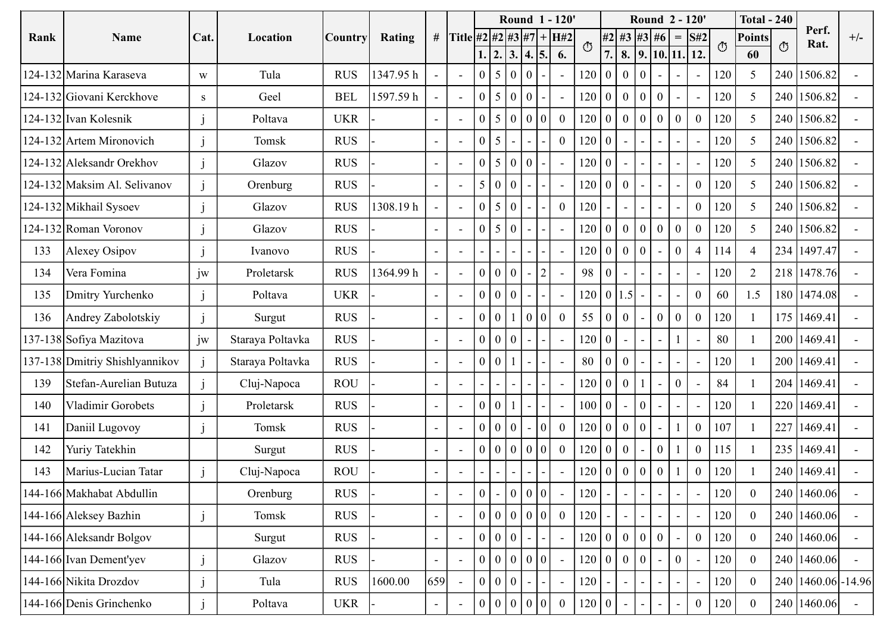| Rank | Name | Cat. | Location | Country | Rating | # | Title | Round 1 - 120' | | | | | | | Round 2 - 120' | | | | | | | Total - 240 | | Perf. Rat. | +/- |
|---|---|---|---|---|---|---|---|---|---|---|---|---|---|---|---|---|---|---|---|---|---|---|---|---|---|
| | | | | | | | | #2 | #2 | #3 | #7 | + | H#2 | ⏱ | #2 | #3 | #3 | #6 | = | S#2 | ⏱ | Points | ⏱ | | |
| | | | | | | | | 1. | 2. | 3. | 4. | 5. | 6. | | 7. | 8. | 9. | 10. | 11. | 12. | | 60 | | | |
| 124-132 | Marina Karaseva | w | Tula | RUS | 1347.95 h | - | - | 0 | 5 | 0 | 0 | - | - | 120 | 0 | 0 | 0 | - | - | - | 120 | 5 | 240 | 1506.82 | - |
| 124-132 | Giovani Kerckhove | s | Geel | BEL | 1597.59 h | - | - | 0 | 5 | 0 | 0 | - | - | 120 | 0 | 0 | 0 | 0 | - | - | 120 | 5 | 240 | 1506.82 | - |
| 124-132 | Ivan Kolesnik | j | Poltava | UKR | - | - | - | 0 | 5 | 0 | 0 | 0 | 0 | 120 | 0 | 0 | 0 | 0 | 0 | 0 | 120 | 5 | 240 | 1506.82 | - |
| 124-132 | Artem Mironovich | j | Tomsk | RUS | - | - | - | 0 | 5 | - | - | - | 0 | 120 | 0 | - | - | - | - | - | 120 | 5 | 240 | 1506.82 | - |
| 124-132 | Aleksandr Orekhov | j | Glazov | RUS | - | - | - | 0 | 5 | 0 | 0 | - | - | 120 | 0 | - | - | - | - | - | 120 | 5 | 240 | 1506.82 | - |
| 124-132 | Maksim Al. Selivanov | j | Orenburg | RUS | - | - | - | 5 | 0 | 0 | - | - | - | 120 | 0 | 0 | - | - | - | 0 | 120 | 5 | 240 | 1506.82 | - |
| 124-132 | Mikhail Sysoev | j | Glazov | RUS | 1308.19 h | - | - | 0 | 5 | 0 | - | - | 0 | 120 | - | - | - | - | - | 0 | 120 | 5 | 240 | 1506.82 | - |
| 124-132 | Roman Voronov | j | Glazov | RUS | - | - | - | 0 | 5 | 0 | - | - | - | 120 | 0 | 0 | 0 | 0 | 0 | 0 | 120 | 5 | 240 | 1506.82 | - |
| 133 | Alexey Osipov | j | Ivanovo | RUS | - | - | - | - | - | - | - | - | - | 120 | 0 | 0 | 0 | - | 0 | 4 | 114 | 4 | 234 | 1497.47 | - |
| 134 | Vera Fomina | jw | Proletarsk | RUS | 1364.99 h | - | - | 0 | 0 | 0 | - | 2 | - | 98 | 0 | - | - | - | - | - | 120 | 2 | 218 | 1478.76 | - |
| 135 | Dmitry Yurchenko | j | Poltava | UKR | - | - | - | 0 | 0 | 0 | - | - | - | 120 | 0 | 1.5 | - | - | - | 0 | 60 | 1.5 | 180 | 1474.08 | - |
| 136 | Andrey Zabolotskiy | j | Surgut | RUS | - | - | - | 0 | 0 | 1 | 0 | 0 | 0 | 55 | 0 | 0 | - | 0 | 0 | 0 | 120 | 1 | 175 | 1469.41 | - |
| 137-138 | Sofiya Mazitova | jw | Staraya Poltavka | RUS | - | - | - | 0 | 0 | 0 | - | - | - | 120 | 0 | - | - | - | 1 | - | 80 | 1 | 200 | 1469.41 | - |
| 137-138 | Dmitriy Shishlyannikov | j | Staraya Poltavka | RUS | - | - | - | 0 | 0 | 1 | - | - | - | 80 | 0 | 0 | - | - | - | - | 120 | 1 | 200 | 1469.41 | - |
| 139 | Stefan-Aurelian Butuza | j | Cluj-Napoca | ROU | - | - | - | - | - | - | - | - | - | 120 | 0 | 0 | 1 | - | 0 | - | 84 | 1 | 204 | 1469.41 | - |
| 140 | Vladimir Gorobets | j | Proletarsk | RUS | - | - | - | 0 | 0 | 1 | - | - | - | 100 | 0 | - | 0 | - | - | - | 120 | 1 | 220 | 1469.41 | - |
| 141 | Daniil Lugovoy | j | Tomsk | RUS | - | - | - | 0 | 0 | 0 | - | 0 | 0 | 120 | 0 | 0 | 0 | - | 1 | 0 | 107 | 1 | 227 | 1469.41 | - |
| 142 | Yuriy Tatekhin | | Surgut | RUS | - | - | - | 0 | 0 | 0 | 0 | 0 | 0 | 120 | 0 | 0 | - | 0 | 1 | 0 | 115 | 1 | 235 | 1469.41 | - |
| 143 | Marius-Lucian Tatar | j | Cluj-Napoca | ROU | - | - | - | - | - | - | - | - | - | 120 | 0 | 0 | 0 | 0 | 1 | 0 | 120 | 1 | 240 | 1469.41 | - |
| 144-166 | Makhabat Abdullin | | Orenburg | RUS | - | - | - | 0 | - | 0 | 0 | 0 | - | 120 | - | - | - | - | - | - | 120 | 0 | 240 | 1460.06 | - |
| 144-166 | Aleksey Bazhin | j | Tomsk | RUS | - | - | - | 0 | 0 | 0 | 0 | 0 | 0 | 120 | - | - | - | - | - | - | 120 | 0 | 240 | 1460.06 | - |
| 144-166 | Aleksandr Bolgov | | Surgut | RUS | - | - | - | 0 | 0 | 0 | - | - | - | 120 | 0 | 0 | 0 | 0 | - | 0 | 120 | 0 | 240 | 1460.06 | - |
| 144-166 | Ivan Dement'yev | j | Glazov | RUS | - | - | - | 0 | 0 | 0 | 0 | 0 | - | 120 | 0 | 0 | 0 | - | 0 | - | 120 | 0 | 240 | 1460.06 | - |
| 144-166 | Nikita Drozdov | j | Tula | RUS | 1600.00 | 659 | - | 0 | 0 | 0 | - | - | - | 120 | - | - | - | - | - | - | 120 | 0 | 240 | 1460.06 | -14.96 |
| 144-166 | Denis Grinchenko | j | Poltava | UKR | - | - | - | 0 | 0 | 0 | 0 | 0 | 0 | 120 | 0 | - | - | - | - | 0 | 120 | 0 | 240 | 1460.06 | - |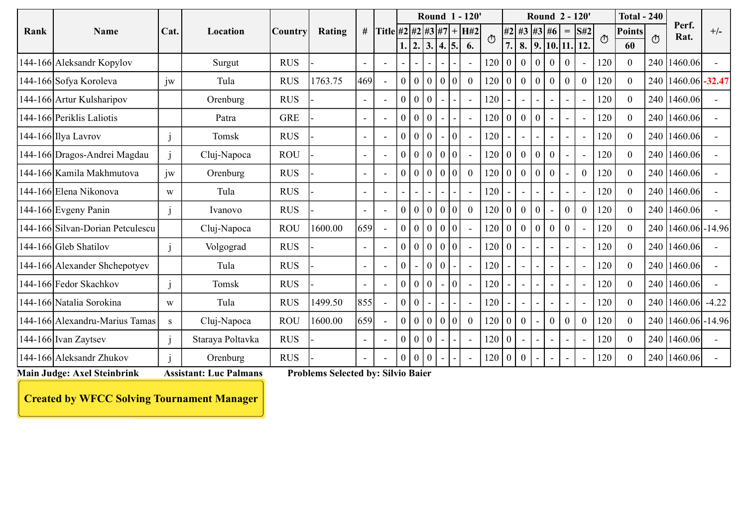| Rank | Name | Cat. | Location | Country | Rating | # | Title | Round 1 - 120' | | | | | | | Round 2 - 120' | | | | | | | Total - 240 | | Perf. Rat. | +/- |
|---|---|---|---|---|---|---|---|---|---|---|---|---|---|---|---|---|---|---|---|---|---|---|---|---|---|
| | | | | | | | | #2 1. | #2 2. | #3 3. | #7 4. | + 5. | H#2 6. | ⏱ | #2 7. | #3 8. | #3 9. | #6 10. | = 11. | S#2 12. | ⏱ | Points 60 | ⏱ | | |
| 144-166 | Aleksandr Kopylov | | Surgut | RUS | - | - | - | - | - | - | - | - | - | 120 | 0 | 0 | 0 | 0 | 0 | - | 120 | 0 | 240 | 1460.06 | - |
| 144-166 | Sofya Koroleva | jw | Tula | RUS | 1763.75 | 469 | - | 0 | 0 | 0 | 0 | 0 | 0 | 120 | 0 | 0 | 0 | 0 | 0 | 0 | 120 | 0 | 240 | 1460.06 | -32.47 |
| 144-166 | Artur Kulsharipov | | Orenburg | RUS | - | - | - | 0 | 0 | 0 | - | - | - | 120 | - | - | - | - | - | - | 120 | 0 | 240 | 1460.06 | - |
| 144-166 | Periklis Laliotis | | Patra | GRE | - | - | - | 0 | 0 | 0 | - | - | - | 120 | 0 | 0 | 0 | - | - | - | 120 | 0 | 240 | 1460.06 | - |
| 144-166 | Ilya Lavrov | j | Tomsk | RUS | - | - | - | 0 | 0 | 0 | - | 0 | - | 120 | - | - | - | - | - | - | 120 | 0 | 240 | 1460.06 | - |
| 144-166 | Dragos-Andrei Magdau | j | Cluj-Napoca | ROU | - | - | - | 0 | 0 | 0 | 0 | 0 | - | 120 | 0 | 0 | 0 | 0 | - | - | 120 | 0 | 240 | 1460.06 | - |
| 144-166 | Kamila Makhmutova | jw | Orenburg | RUS | - | - | - | 0 | 0 | 0 | 0 | 0 | 0 | 120 | 0 | 0 | 0 | 0 | - | 0 | 120 | 0 | 240 | 1460.06 | - |
| 144-166 | Elena Nikonova | w | Tula | RUS | - | - | - | - | - | - | - | - | - | 120 | - | - | - | - | - | - | 120 | 0 | 240 | 1460.06 | - |
| 144-166 | Evgeny Panin | j | Ivanovo | RUS | - | - | - | 0 | 0 | 0 | 0 | 0 | 0 | 120 | 0 | 0 | 0 | - | 0 | 0 | 120 | 0 | 240 | 1460.06 | - |
| 144-166 | Silvan-Dorian Petculescu | | Cluj-Napoca | ROU | 1600.00 | 659 | - | 0 | 0 | 0 | 0 | 0 | - | 120 | 0 | 0 | 0 | 0 | 0 | - | 120 | 0 | 240 | 1460.06 | -14.96 |
| 144-166 | Gleb Shatilov | j | Volgograd | RUS | - | - | - | 0 | 0 | 0 | 0 | 0 | - | 120 | 0 | - | - | - | - | - | 120 | 0 | 240 | 1460.06 | - |
| 144-166 | Alexander Shchepotyev | | Tula | RUS | - | - | - | 0 | - | 0 | 0 | - | - | 120 | - | - | - | - | - | - | 120 | 0 | 240 | 1460.06 | - |
| 144-166 | Fedor Skachkov | j | Tomsk | RUS | - | - | - | 0 | 0 | 0 | - | 0 | - | 120 | - | - | - | - | - | - | 120 | 0 | 240 | 1460.06 | - |
| 144-166 | Natalia Sorokina | w | Tula | RUS | 1499.50 | 855 | - | 0 | 0 | - | - | - | - | 120 | - | - | - | - | - | - | 120 | 0 | 240 | 1460.06 | -4.22 |
| 144-166 | Alexandru-Marius Tamas | s | Cluj-Napoca | ROU | 1600.00 | 659 | - | 0 | 0 | 0 | 0 | 0 | 0 | 120 | 0 | 0 | - | 0 | 0 | 0 | 120 | 0 | 240 | 1460.06 | -14.96 |
| 144-166 | Ivan Zaytsev | j | Staraya Poltavka | RUS | - | - | - | 0 | 0 | 0 | - | - | - | 120 | 0 | - | - | - | - | - | 120 | 0 | 240 | 1460.06 | - |
| 144-166 | Aleksandr Zhukov | j | Orenburg | RUS | - | - | - | 0 | 0 | 0 | - | - | - | 120 | 0 | 0 | - | - | - | - | 120 | 0 | 240 | 1460.06 | - |

**Main Judge: Axel Steinbrink** **Assistant: Luc Palmans** **Problems Selected by: Silvio Baier**

**Created by WFCC Solving Tournament Manager**